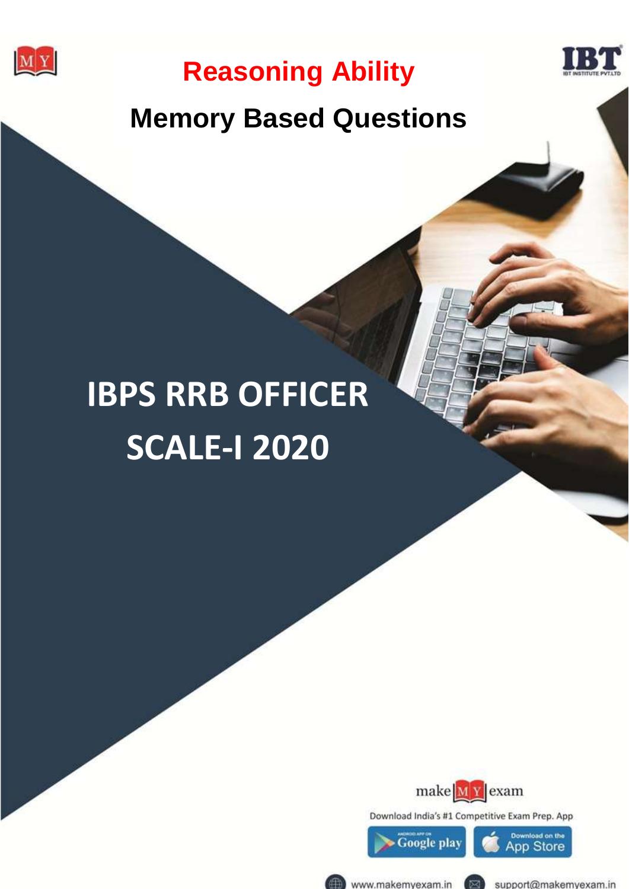# Reasoning Ability

## Memory Based Questions

# IBPS RRB OFFICER SCALE-I 2020

make MY exam

Download India's #1 Competitive Exam Prep. App

Google play

App Store

www.makemyexam.in

support@makemyexam.in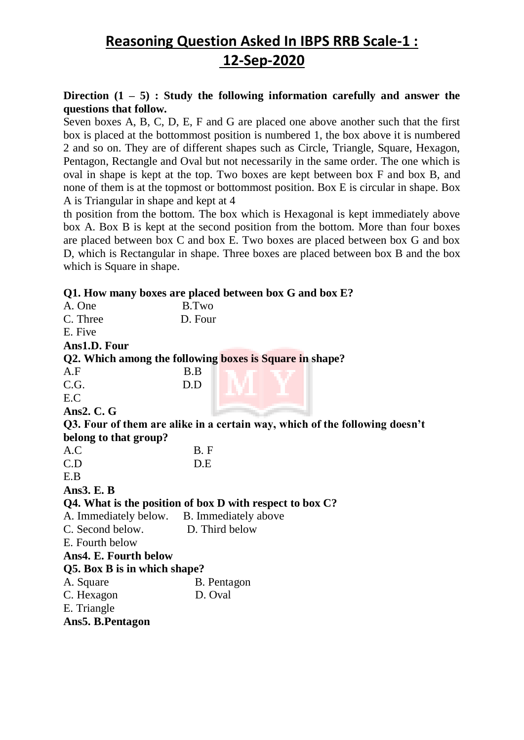# Reasoning Question Asked In IBPS RRB Scale-1 : 12-Sep-2020

**Direction (1 – 5) : Study the following information carefully and answer the questions that follow.**

Seven boxes A, B, C, D, E, F and G are placed one above another such that the first box is placed at the bottommost position is numbered 1, the box above it is numbered 2 and so on. They are of different shapes such as Circle, Triangle, Square, Hexagon, Pentagon, Rectangle and Oval but not necessarily in the same order. The one which is oval in shape is kept at the top. Two boxes are kept between box F and box B, and none of them is at the topmost or bottommost position. Box E is circular in shape. Box A is Triangular in shape and kept at 4th position from the bottom. The box which is Hexagonal is kept immediately above box A. Box B is kept at the second position from the bottom. More than four boxes are placed between box C and box E. Two boxes are placed between box G and box D, which is Rectangular in shape. Three boxes are placed between box B and the box which is Square in shape.

**Q1. How many boxes are placed between box G and box E?**

A. One B.Two
C. Three D. Four
E. Five

**Ans1.D. Four**

**Q2. Which among the following boxes is Square in shape?**

A.F B.B
C.G. D.D
E.C

**Ans2. C. G**

**Q3. Four of them are alike in a certain way, which of the following doesn't belong to that group?**

A.C B. F
C.D D.E
E.B

**Ans3. E. B**

**Q4. What is the position of box D with respect to box C?**

A. Immediately below. B. Immediately above
C. Second below. D. Third below
E. Fourth below

**Ans4. E. Fourth below**

**Q5. Box B is in which shape?**

A. Square B. Pentagon
C. Hexagon D. Oval
E. Triangle

**Ans5. B.Pentagon**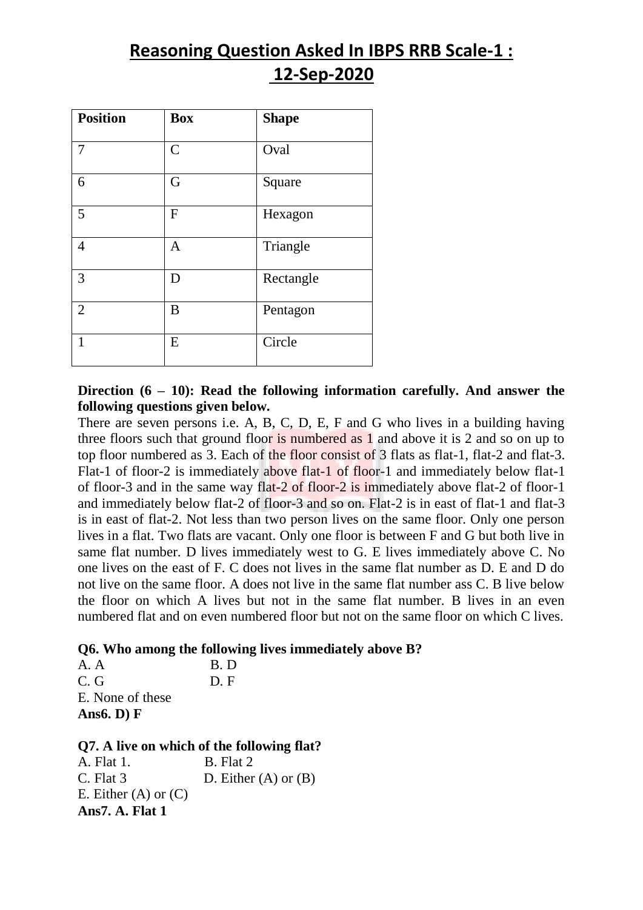# Reasoning Question Asked In IBPS RRB Scale-1 : 12-Sep-2020

| Position | Box | Shape |
|---|---|---|
| 7 | C | Oval |
| 6 | G | Square |
| 5 | F | Hexagon |
| 4 | A | Triangle |
| 3 | D | Rectangle |
| 2 | B | Pentagon |
| 1 | E | Circle |

**Direction (6 – 10): Read the following information carefully. And answer the following questions given below.**

There are seven persons i.e. A, B, C, D, E, F and G who lives in a building having three floors such that ground floor is numbered as 1 and above it is 2 and so on up to top floor numbered as 3. Each of the floor consist of 3 flats as flat-1, flat-2 and flat-3. Flat-1 of floor-2 is immediately above flat-1 of floor-1 and immediately below flat-1 of floor-3 and in the same way flat-2 of floor-2 is immediately above flat-2 of floor-1 and immediately below flat-2 of floor-3 and so on. Flat-2 is in east of flat-1 and flat-3 is in east of flat-2. Not less than two person lives on the same floor. Only one person lives in a flat. Two flats are vacant. Only one floor is between F and G but both live in same flat number. D lives immediately west to G. E lives immediately above C. No one lives on the east of F. C does not lives in the same flat number as D. E and D do not live on the same floor. A does not live in the same flat number ass C. B live below the floor on which A lives but not in the same flat number. B lives in an even numbered flat and on even numbered floor but not on the same floor on which C lives.

**Q6. Who among the following lives immediately above B?**

A. A B. D
C. G D. F
E. None of these

**Ans6. D) F**

**Q7. A live on which of the following flat?**

A. Flat 1. B. Flat 2
C. Flat 3 D. Either (A) or (B)
E. Either (A) or (C)

**Ans7. A. Flat 1**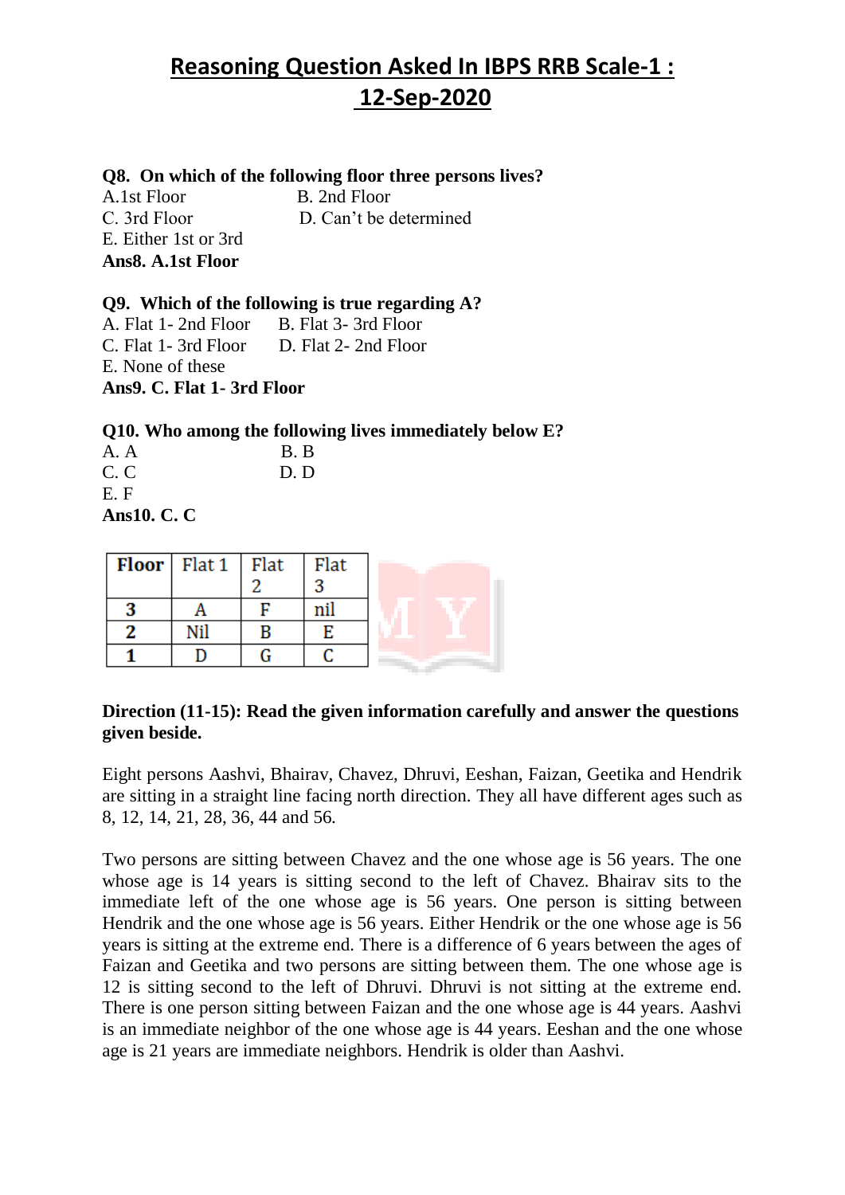# Reasoning Question Asked In IBPS RRB Scale-1 : 12-Sep-2020

**Q8. On which of the following floor three persons lives?**

A.1st Floor B. 2nd Floor
C. 3rd Floor D. Can't be determined
E. Either 1st or 3rd

**Ans8. A.1st Floor**

**Q9. Which of the following is true regarding A?**

A. Flat 1- 2nd Floor B. Flat 3- 3rd Floor
C. Flat 1- 3rd Floor D. Flat 2- 2nd Floor
E. None of these

**Ans9. C. Flat 1- 3rd Floor**

**Q10. Who among the following lives immediately below E?**

A. A B. B
C. C D. D
E. F

**Ans10. C. C**

| Floor | Flat 1 | Flat 2 | Flat 3 |
|---|---|---|---|
| 3 | A | F | nil |
| 2 | Nil | B | E |
| 1 | D | G | C |

**Direction (11-15): Read the given information carefully and answer the questions given beside.**

Eight persons Aashvi, Bhairav, Chavez, Dhruvi, Eeshan, Faizan, Geetika and Hendrik are sitting in a straight line facing north direction. They all have different ages such as 8, 12, 14, 21, 28, 36, 44 and 56.

Two persons are sitting between Chavez and the one whose age is 56 years. The one whose age is 14 years is sitting second to the left of Chavez. Bhairav sits to the immediate left of the one whose age is 56 years. One person is sitting between Hendrik and the one whose age is 56 years. Either Hendrik or the one whose age is 56 years is sitting at the extreme end. There is a difference of 6 years between the ages of Faizan and Geetika and two persons are sitting between them. The one whose age is 12 is sitting second to the left of Dhruvi. Dhruvi is not sitting at the extreme end. There is one person sitting between Faizan and the one whose age is 44 years. Aashvi is an immediate neighbor of the one whose age is 44 years. Eeshan and the one whose age is 21 years are immediate neighbors. Hendrik is older than Aashvi.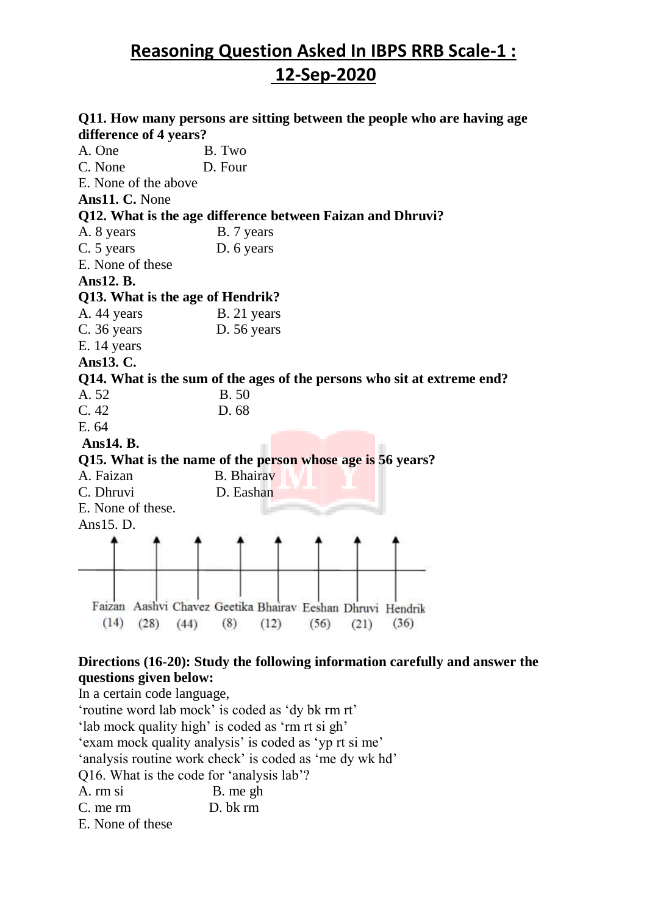# Reasoning Question Asked In IBPS RRB Scale-1 : 12-Sep-2020

**Q11. How many persons are sitting between the people who are having age difference of 4 years?**

A. One B. Two

C. None D. Four

E. None of the above

**Ans11. C.** None

**Q12. What is the age difference between Faizan and Dhruvi?**

A. 8 years B. 7 years

C. 5 years D. 6 years

E. None of these

**Ans12. B.**

**Q13. What is the age of Hendrik?**

A. 44 years B. 21 years

C. 36 years D. 56 years

E. 14 years

**Ans13. C.**

**Q14. What is the sum of the ages of the persons who sit at extreme end?**

A. 52 B. 50

C. 42 D. 68

E. 64

**Ans14. B.**

**Q15. What is the name of the person whose age is 56 years?**

A. Faizan B. Bhairav

C. Dhruvi D. Eashan

E. None of these.

Ans15. D.

| Faizan | Aashvi | Chavez | Geetika | Bhairav | Eeshan | Dhruvi | Hendrik |
|---|---|---|---|---|---|---|---|
| (14) | (28) | (44) | (8) | (12) | (56) | (21) | (36) |

**Directions (16-20): Study the following information carefully and answer the questions given below:**

In a certain code language,

'routine word lab mock' is coded as 'dy bk rm rt'

'lab mock quality high' is coded as 'rm rt si gh'

'exam mock quality analysis' is coded as 'yp rt si me'

'analysis routine work check' is coded as 'me dy wk hd'

Q16. What is the code for 'analysis lab'?

A. rm si B. me gh

C. me rm D. bk rm

E. None of these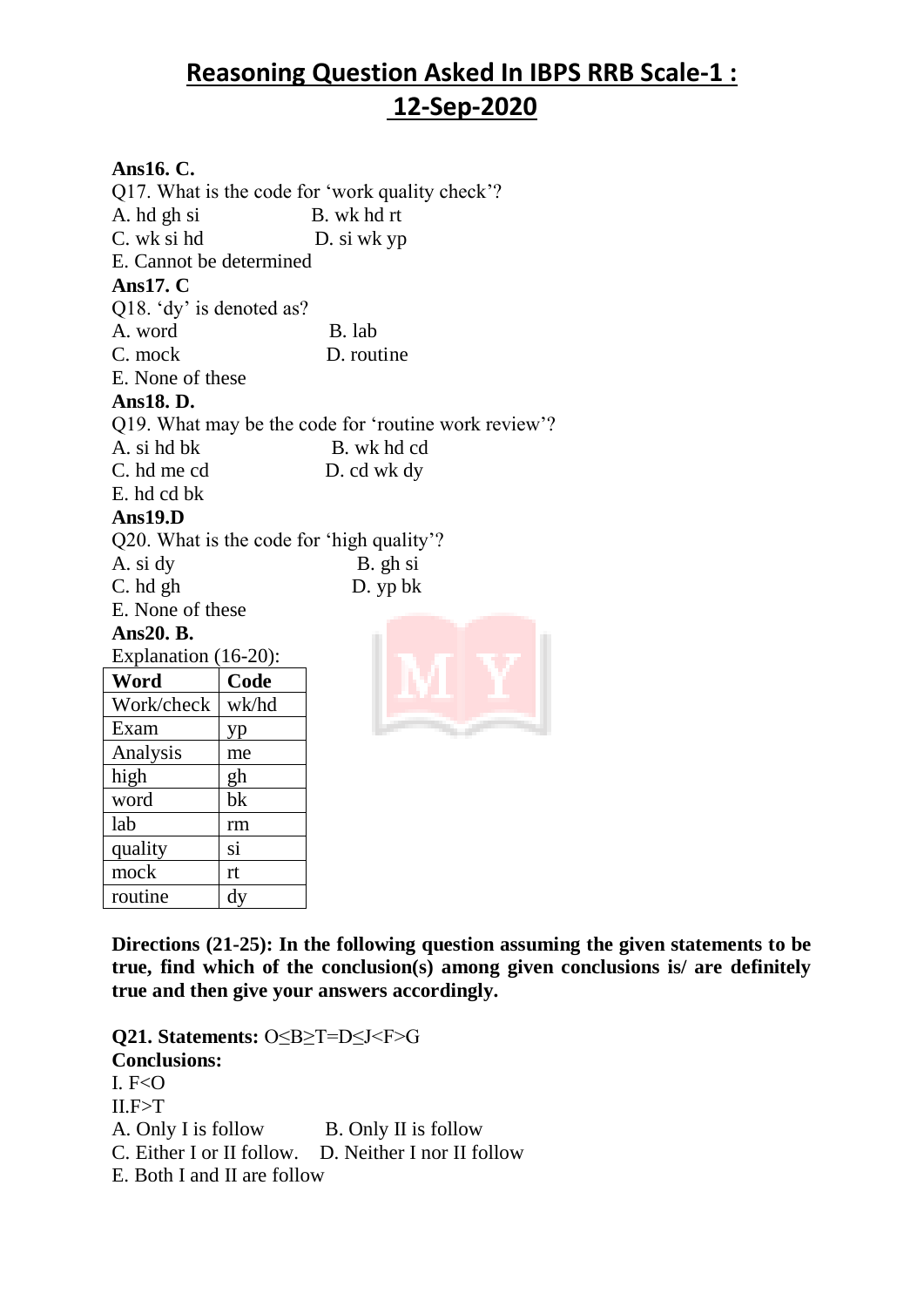# Reasoning Question Asked In IBPS RRB Scale-1 : 12-Sep-2020

**Ans16. C.**

Q17. What is the code for 'work quality check'?

A. hd gh si
B. wk hd rt
C. wk si hd
D. si wk yp
E. Cannot be determined

**Ans17. C**

Q18. 'dy' is denoted as?

A. word
B. lab
C. mock
D. routine
E. None of these

**Ans18. D.**

Q19. What may be the code for 'routine work review'?

A. si hd bk
B. wk hd cd
C. hd me cd
D. cd wk dy
E. hd cd bk

**Ans19.D**

Q20. What is the code for 'high quality'?

A. si dy
B. gh si
C. hd gh
D. yp bk
E. None of these

**Ans20. B.**

Explanation (16-20):

| Word | Code |
|---|---|
| Work/check | wk/hd |
| Exam | yp |
| Analysis | me |
| high | gh |
| word | bk |
| lab | rm |
| quality | si |
| mock | rt |
| routine | dy |

**Directions (21-25): In the following question assuming the given statements to be true, find which of the conclusion(s) among given conclusions is/ are definitely true and then give your answers accordingly.**

**Q21. Statements:** $O \leq B \geq T = D \leq J < F > G$

**Conclusions:**

I. $F < O$

II. $F > T$

A. Only I is follow
B. Only II is follow
C. Either I or II follow.
D. Neither I nor II follow
E. Both I and II are follow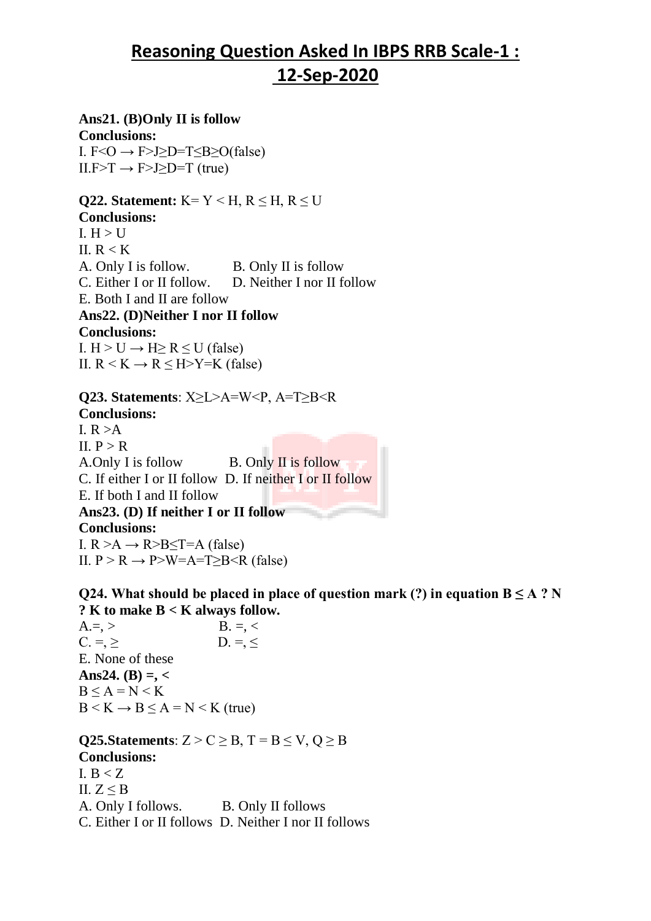# Reasoning Question Asked In IBPS RRB Scale-1 : 12-Sep-2020

**Ans21. (B)Only II is follow**
**Conclusions:**
I. $F<O \rightarrow F>J\geq D=T\leq B\geq O$(false)
II.$F>T \rightarrow F>J\geq D=T$ (true)

**Q22. Statement:** $K= Y < H$, $R \leq H$, $R \leq U$
**Conclusions:**
I. $H > U$
II. $R < K$
A. Only I is follow.  B. Only II is follow
C. Either I or II follow.  D. Neither I nor II follow
E. Both I and II are follow
**Ans22. (D)Neither I nor II follow**
**Conclusions:**
I. $H > U \rightarrow H\geq R \leq U$ (false)
II. $R < K \rightarrow R \leq H>Y=K$ (false)

**Q23. Statements**: $X\geq L>A=W<P$, $A=T\geq B<R$
**Conclusions:**
I. $R >A$
II. $P > R$
A.Only I is follow  B. Only II is follow
C. If either I or II follow  D. If neither I or II follow
E. If both I and II follow
**Ans23. (D) If neither I or II follow**
**Conclusions:**
I. $R >A \rightarrow R>B\leq T=A$ (false)
II. $P > R \rightarrow P>W=A=T\geq B<R$ (false)

**Q24. What should be placed in place of question mark (?) in equation $B \leq A$ ? $N$ ? $K$ to make $B < K$ always follow.**
A.=, >  B. =, <
C. =, ≥  D. =, ≤
E. None of these
**Ans24. (B) =, <**
$B \leq A = N < K$
$B < K \rightarrow B \leq A = N < K$ (true)

**Q25.Statements**: $Z > C \geq B$, $T = B \leq V$, $Q \geq B$
**Conclusions:**
I. $B < Z$
II. $Z \leq B$
A. Only I follows.  B. Only II follows
C. Either I or II follows  D. Neither I nor II follows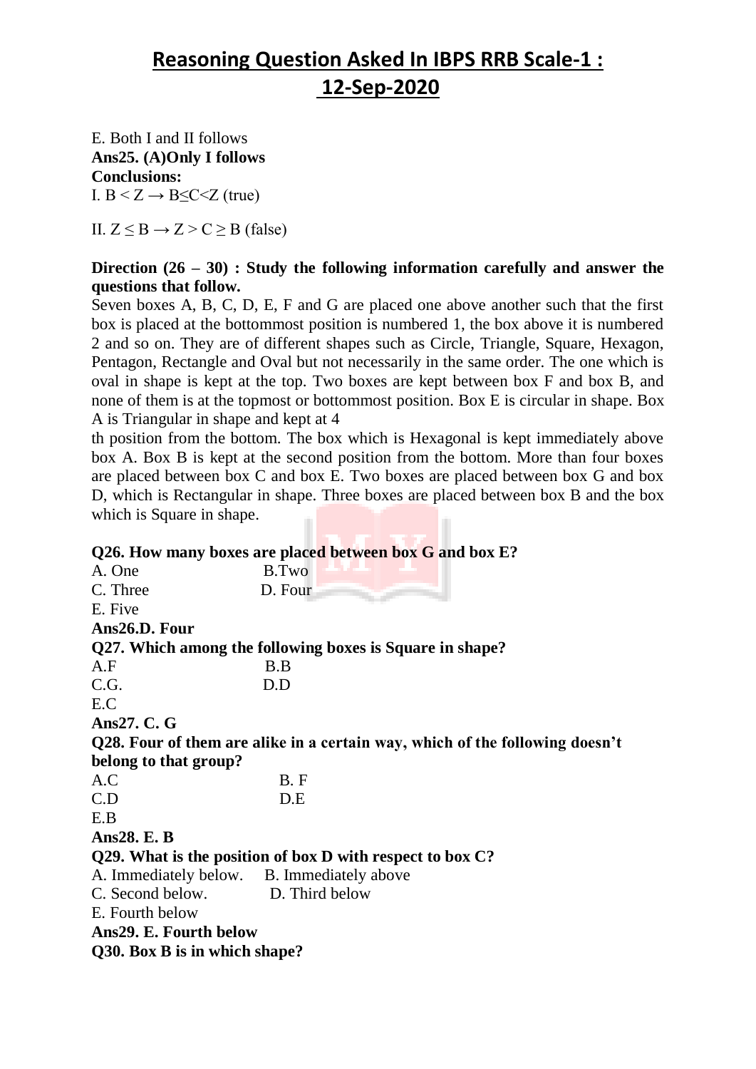E. Both I and II follows

**Ans25. (A)Only I follows**

**Conclusions:**

I. B < Z → B≤C<Z (true)

II. Z ≤ B → Z > C ≥ B (false)

**Direction (26 – 30) : Study the following information carefully and answer the questions that follow.**

Seven boxes A, B, C, D, E, F and G are placed one above another such that the first box is placed at the bottommost position is numbered 1, the box above it is numbered 2 and so on. They are of different shapes such as Circle, Triangle, Square, Hexagon, Pentagon, Rectangle and Oval but not necessarily in the same order. The one which is oval in shape is kept at the top. Two boxes are kept between box F and box B, and none of them is at the topmost or bottommost position. Box E is circular in shape. Box A is Triangular in shape and kept at 4th position from the bottom. The box which is Hexagonal is kept immediately above box A. Box B is kept at the second position from the bottom. More than four boxes are placed between box C and box E. Two boxes are placed between box G and box D, which is Rectangular in shape. Three boxes are placed between box B and the box which is Square in shape.

**Q26. How many boxes are placed between box G and box E?**

A. One B.Two

C. Three D. Four

E. Five

**Ans26.D. Four**

**Q27. Which among the following boxes is Square in shape?**

A.F B.B

C.G. D.D

E.C

**Ans27. C. G**

**Q28. Four of them are alike in a certain way, which of the following doesn't belong to that group?**

A.C B. F

C.D D.E

E.B

**Ans28. E. B**

**Q29. What is the position of box D with respect to box C?**

A. Immediately below. B. Immediately above

C. Second below. D. Third below

E. Fourth below

**Ans29. E. Fourth below**

**Q30. Box B is in which shape?**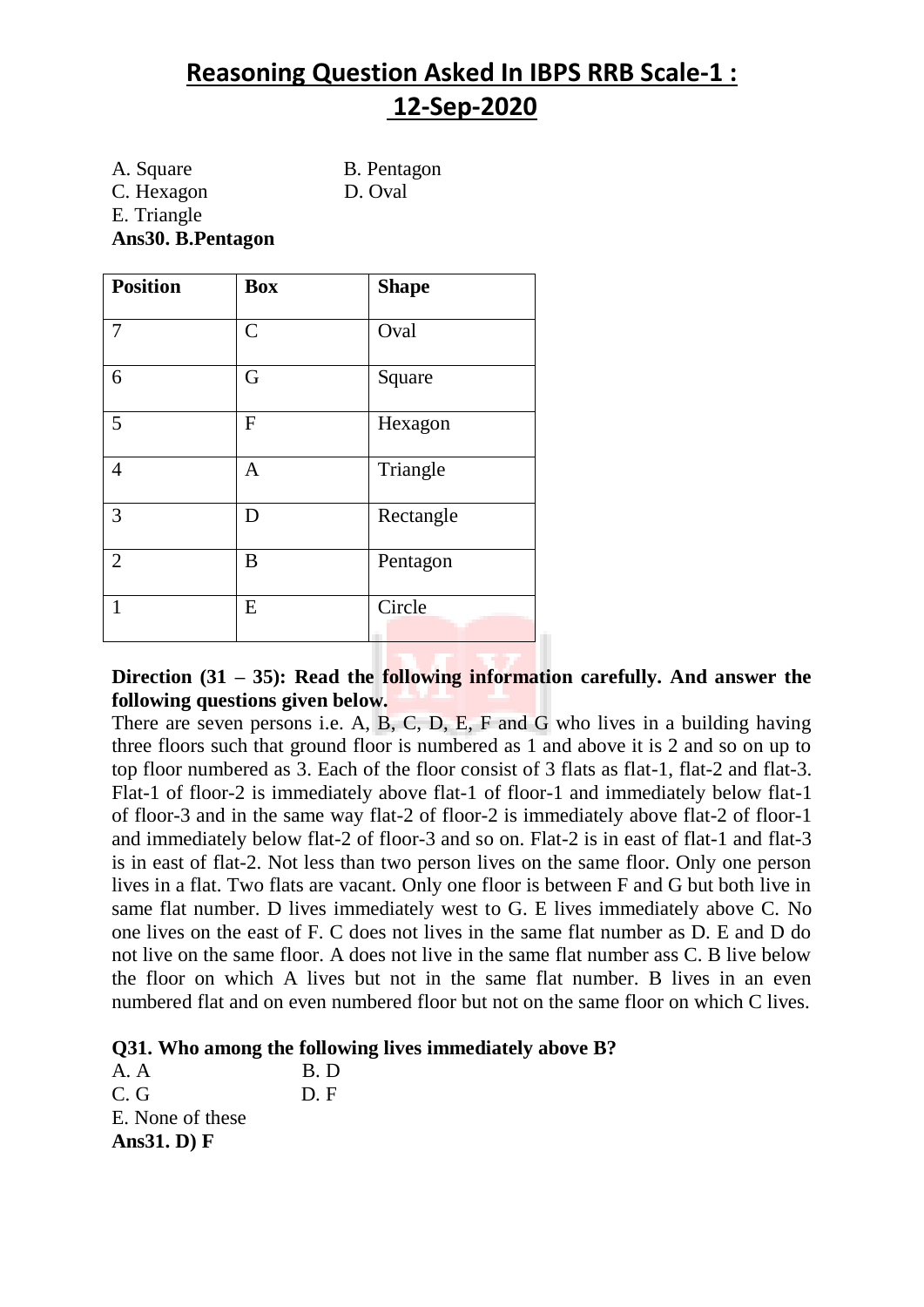# Reasoning Question Asked In IBPS RRB Scale-1 : 12-Sep-2020

A. Square
B. Pentagon
C. Hexagon
D. Oval
E. Triangle

**Ans30. B.Pentagon**

| Position | Box | Shape |
|---|---|---|
| 7 | C | Oval |
| 6 | G | Square |
| 5 | F | Hexagon |
| 4 | A | Triangle |
| 3 | D | Rectangle |
| 2 | B | Pentagon |
| 1 | E | Circle |

**Direction (31 – 35): Read the following information carefully. And answer the following questions given below.**

There are seven persons i.e. A, B, C, D, E, F and G who lives in a building having three floors such that ground floor is numbered as 1 and above it is 2 and so on up to top floor numbered as 3. Each of the floor consist of 3 flats as flat-1, flat-2 and flat-3. Flat-1 of floor-2 is immediately above flat-1 of floor-1 and immediately below flat-1 of floor-3 and in the same way flat-2 of floor-2 is immediately above flat-2 of floor-1 and immediately below flat-2 of floor-3 and so on. Flat-2 is in east of flat-1 and flat-3 is in east of flat-2. Not less than two person lives on the same floor. Only one person lives in a flat. Two flats are vacant. Only one floor is between F and G but both live in same flat number. D lives immediately west to G. E lives immediately above C. No one lives on the east of F. C does not lives in the same flat number as D. E and D do not live on the same floor. A does not live in the same flat number ass C. B live below the floor on which A lives but not in the same flat number. B lives in an even numbered flat and on even numbered floor but not on the same floor on which C lives.

**Q31. Who among the following lives immediately above B?**

A. A
B. D
C. G
D. F
E. None of these

**Ans31. D) F**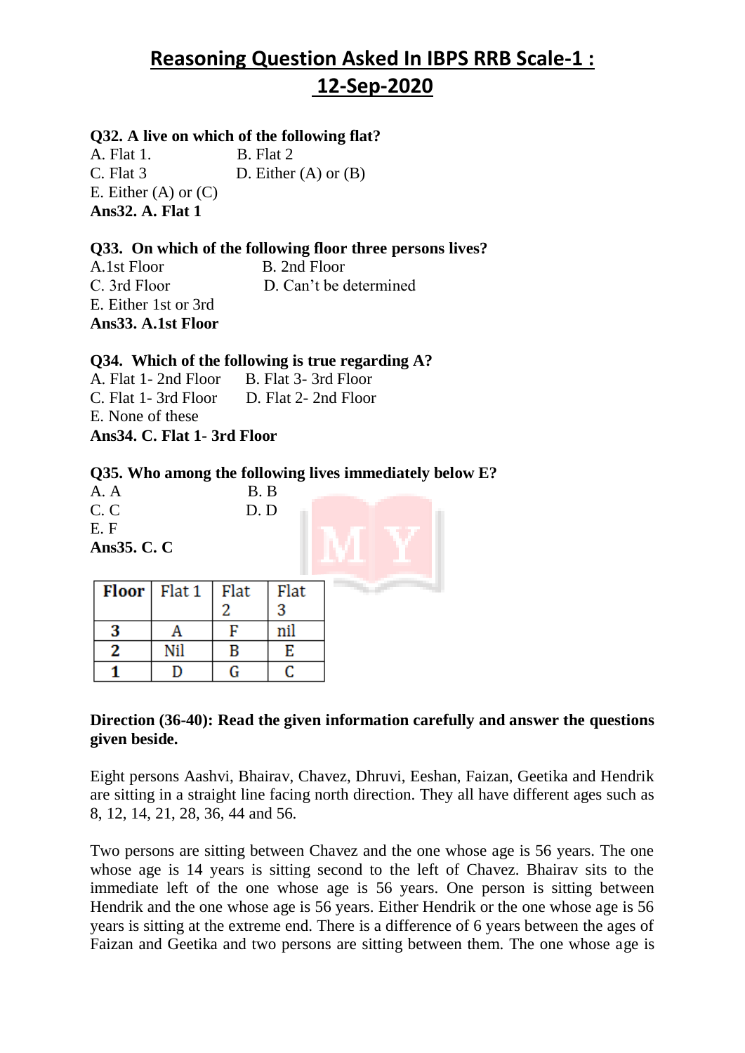# Reasoning Question Asked In IBPS RRB Scale-1 : 12-Sep-2020

**Q32. A live on which of the following flat?**

A. Flat 1.
B. Flat 2
C. Flat 3
D. Either (A) or (B)
E. Either (A) or (C)

**Ans32. A. Flat 1**

**Q33. On which of the following floor three persons lives?**

A. 1st Floor
B. 2nd Floor
C. 3rd Floor
D. Can't be determined
E. Either 1st or 3rd

**Ans33. A.1st Floor**

**Q34. Which of the following is true regarding A?**

A. Flat 1- 2nd Floor
B. Flat 3- 3rd Floor
C. Flat 1- 3rd Floor
D. Flat 2- 2nd Floor
E. None of these

**Ans34. C. Flat 1- 3rd Floor**

**Q35. Who among the following lives immediately below E?**

A. A
B. B
C. C
D. D
E. F

**Ans35. C. C**

| Floor | Flat 1 | Flat 2 | Flat 3 |
|---|---|---|---|
| 3 | A | F | nil |
| 2 | Nil | B | E |
| 1 | D | G | C |

**Direction (36-40): Read the given information carefully and answer the questions given beside.**

Eight persons Aashvi, Bhairav, Chavez, Dhruvi, Eeshan, Faizan, Geetika and Hendrik are sitting in a straight line facing north direction. They all have different ages such as 8, 12, 14, 21, 28, 36, 44 and 56.

Two persons are sitting between Chavez and the one whose age is 56 years. The one whose age is 14 years is sitting second to the left of Chavez. Bhairav sits to the immediate left of the one whose age is 56 years. One person is sitting between Hendrik and the one whose age is 56 years. Either Hendrik or the one whose age is 56 years is sitting at the extreme end. There is a difference of 6 years between the ages of Faizan and Geetika and two persons are sitting between them. The one whose age is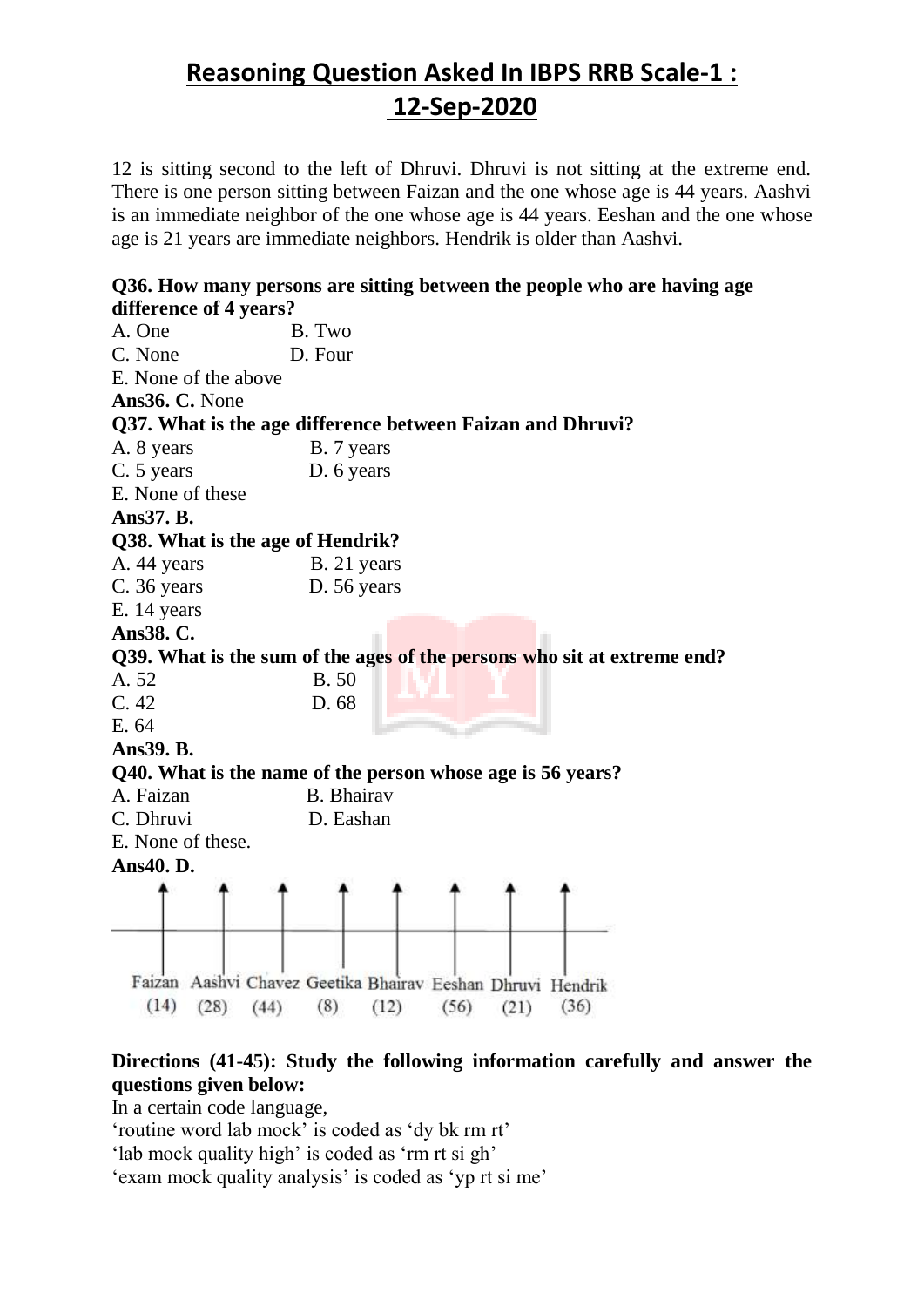# Reasoning Question Asked In IBPS RRB Scale-1 : 12-Sep-2020

12 is sitting second to the left of Dhruvi. Dhruvi is not sitting at the extreme end. There is one person sitting between Faizan and the one whose age is 44 years. Aashvi is an immediate neighbor of the one whose age is 44 years. Eeshan and the one whose age is 21 years are immediate neighbors. Hendrik is older than Aashvi.

**Q36. How many persons are sitting between the people who are having age difference of 4 years?**

A. One B. Two
C. None D. Four
E. None of the above

**Ans36. C.** None

**Q37. What is the age difference between Faizan and Dhruvi?**

A. 8 years B. 7 years
C. 5 years D. 6 years
E. None of these

**Ans37. B.**

**Q38. What is the age of Hendrik?**

A. 44 years B. 21 years
C. 36 years D. 56 years
E. 14 years

**Ans38. C.**

**Q39. What is the sum of the ages of the persons who sit at extreme end?**

A. 52 B. 50
C. 42 D. 68
E. 64

**Ans39. B.**

**Q40. What is the name of the person whose age is 56 years?**

A. Faizan B. Bhairav
C. Dhruvi D. Eashan
E. None of these.

**Ans40. D.**

| Faizan | Aashvi | Chavez | Geetika | Bhairav | Eeshan | Dhruvi | Hendrik |
|---|---|---|---|---|---|---|---|
| (14) | (28) | (44) | (8) | (12) | (56) | (21) | (36) |

**Directions (41-45): Study the following information carefully and answer the questions given below:**

In a certain code language,
'routine word lab mock' is coded as 'dy bk rm rt'
'lab mock quality high' is coded as 'rm rt si gh'
'exam mock quality analysis' is coded as 'yp rt si me'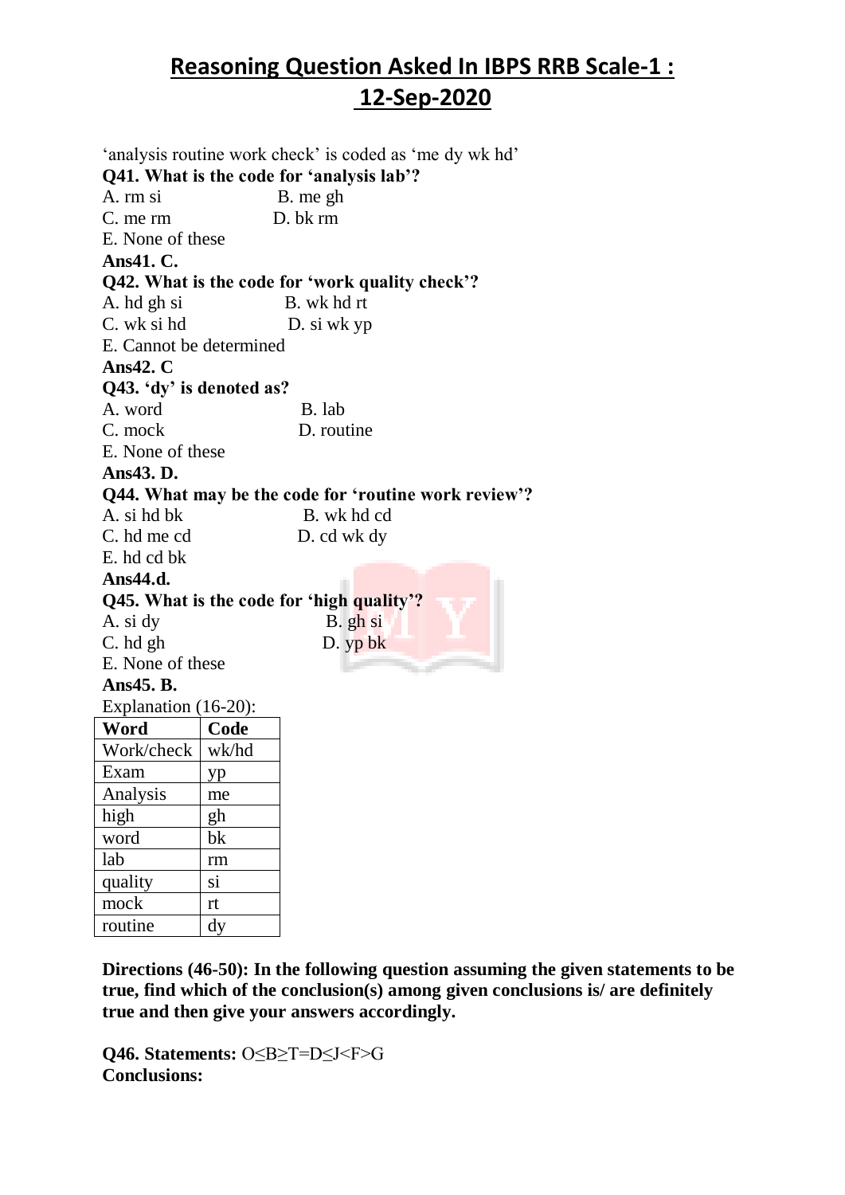# Reasoning Question Asked In IBPS RRB Scale-1 : 12-Sep-2020

'analysis routine work check' is coded as 'me dy wk hd'

**Q41. What is the code for 'analysis lab'?**

A. rm si B. me gh
C. me rm D. bk rm
E. None of these

**Ans41. C.**

**Q42. What is the code for 'work quality check'?**

A. hd gh si B. wk hd rt
C. wk si hd D. si wk yp
E. Cannot be determined

**Ans42. C**

**Q43. 'dy' is denoted as?**

A. word B. lab
C. mock D. routine
E. None of these

**Ans43. D.**

**Q44. What may be the code for 'routine work review'?**

A. si hd bk B. wk hd cd
C. hd me cd D. cd wk dy
E. hd cd bk

**Ans44.d.**

**Q45. What is the code for 'high quality'?**

A. si dy B. gh si
C. hd gh D. yp bk
E. None of these

**Ans45. B.**

Explanation (16-20):

| Word | Code |
|---|---|
| Work/check | wk/hd |
| Exam | yp |
| Analysis | me |
| high | gh |
| word | bk |
| lab | rm |
| quality | si |
| mock | rt |
| routine | dy |

**Directions (46-50): In the following question assuming the given statements to be true, find which of the conclusion(s) among given conclusions is/ are definitely true and then give your answers accordingly.**

**Q46. Statements:** O≤B≥T=D≤J<F>G

**Conclusions:**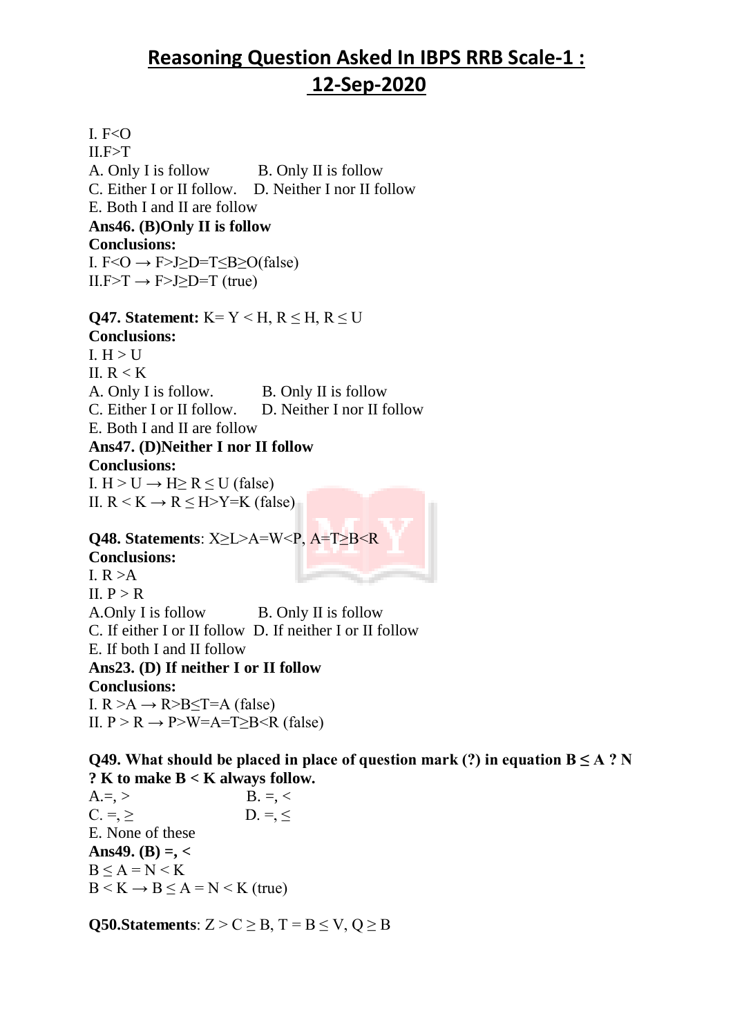## Reasoning Question Asked In IBPS RRB Scale-1 : 12-Sep-2020

I. F<O
II.F>T
A. Only I is follow B. Only II is follow
C. Either I or II follow. D. Neither I nor II follow
E. Both I and II are follow
**Ans46. (B)Only II is follow**
**Conclusions:**
I. F<O → F>J≥D=T≤B≥O(false)
II.F>T → F>J≥D=T (true)

**Q47. Statement:** K= Y < H, R ≤ H, R ≤ U
**Conclusions:**
I. H > U
II. R < K
A. Only I is follow. B. Only II is follow
C. Either I or II follow. D. Neither I nor II follow
E. Both I and II are follow
**Ans47. (D)Neither I nor II follow**
**Conclusions:**
I. H > U → H≥ R ≤ U (false)
II. R < K → R ≤ H>Y=K (false)

**Q48. Statements**: X≥L>A=W<P, A=T≥B<R
**Conclusions:**
I. R >A
II. P > R
A.Only I is follow B. Only II is follow
C. If either I or II follow D. If neither I or II follow
E. If both I and II follow
**Ans23. (D) If neither I or II follow**
**Conclusions:**
I. R >A → R>B≤T=A (false)
II. P > R → P>W=A=T≥B<R (false)

**Q49. What should be placed in place of question mark (?) in equation B ≤ A ? N ? K to make B < K always follow.**
A.=, > B. =, <
C. =, ≥ D. =, ≤
E. None of these
**Ans49. (B) =, <**
B ≤ A = N < K
B < K → B ≤ A = N < K (true)

**Q50.Statements**: Z > C ≥ B, T = B ≤ V, Q ≥ B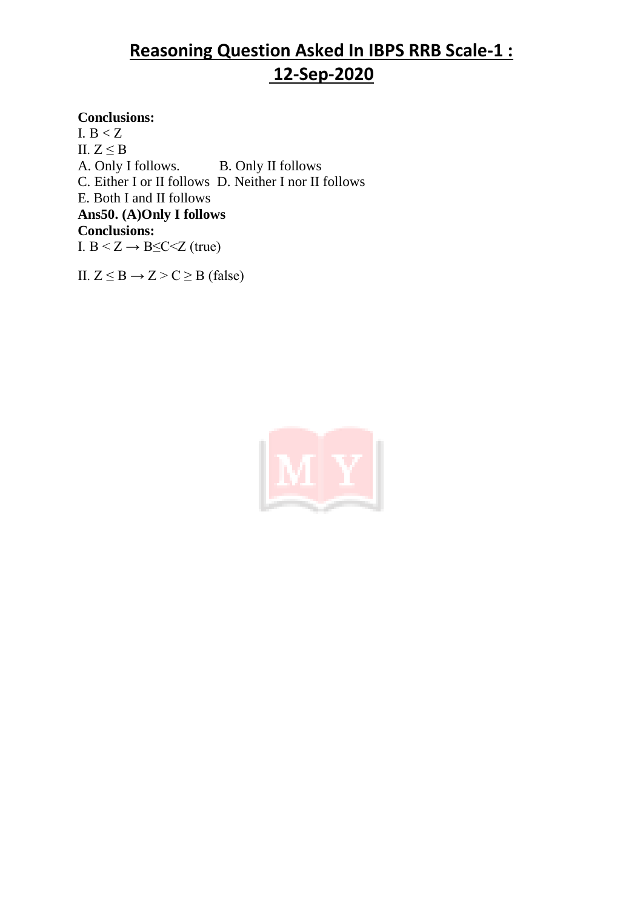## Reasoning Question Asked In IBPS RRB Scale-1 : 12-Sep-2020

**Conclusions:**

I. $B < Z$

II. $Z \leq B$

A. Only I follows.  B. Only II follows

C. Either I or II follows  D. Neither I nor II follows

E. Both I and II follows

**Ans50. (A)Only I follows**

**Conclusions:**

I. $B < Z \rightarrow B \leq C < Z$ (true)

II. $Z \leq B \rightarrow Z > C \geq B$ (false)